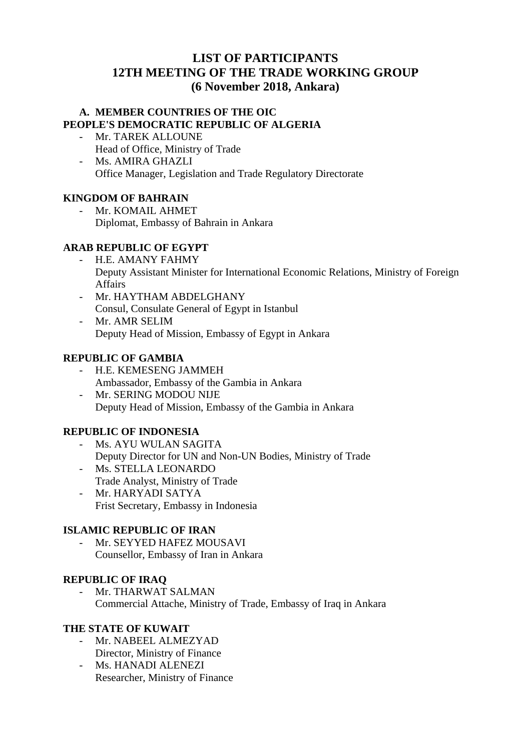# LIST OF PARTICIPANTS
# 12TH MEETING OF THE TRADE WORKING GROUP
# (6 November 2018, Ankara)

## A. MEMBER COUNTRIES OF THE OIC

**PEOPLE'S DEMOCRATIC REPUBLIC OF ALGERIA**

- Mr. TAREK ALLOUNE
  Head of Office, Ministry of Trade
- Ms. AMIRA GHAZLI
  Office Manager, Legislation and Trade Regulatory Directorate

**KINGDOM OF BAHRAIN**

- Mr. KOMAIL AHMET
  Diplomat, Embassy of Bahrain in Ankara

**ARAB REPUBLIC OF EGYPT**

- H.E. AMANY FAHMY
  Deputy Assistant Minister for International Economic Relations, Ministry of Foreign Affairs
- Mr. HAYTHAM ABDELGHANY
  Consul, Consulate General of Egypt in Istanbul
- Mr. AMR SELIM
  Deputy Head of Mission, Embassy of Egypt in Ankara

**REPUBLIC OF GAMBIA**

- H.E. KEMESENG JAMMEH
  Ambassador, Embassy of the Gambia in Ankara
- Mr. SERING MODOU NIJE
  Deputy Head of Mission, Embassy of the Gambia in Ankara

**REPUBLIC OF INDONESIA**

- Ms. AYU WULAN SAGITA
  Deputy Director for UN and Non-UN Bodies, Ministry of Trade
- Ms. STELLA LEONARDO
  Trade Analyst, Ministry of Trade
- Mr. HARYADI SATYA
  Frist Secretary, Embassy in Indonesia

**ISLAMIC REPUBLIC OF IRAN**

- Mr. SEYYED HAFEZ MOUSAVI
  Counsellor, Embassy of Iran in Ankara

**REPUBLIC OF IRAQ**

- Mr. THARWAT SALMAN
  Commercial Attache, Ministry of Trade, Embassy of Iraq in Ankara

**THE STATE OF KUWAIT**

- Mr. NABEEL ALMEZYAD
  Director, Ministry of Finance
- Ms. HANADI ALENEZI
  Researcher, Ministry of Finance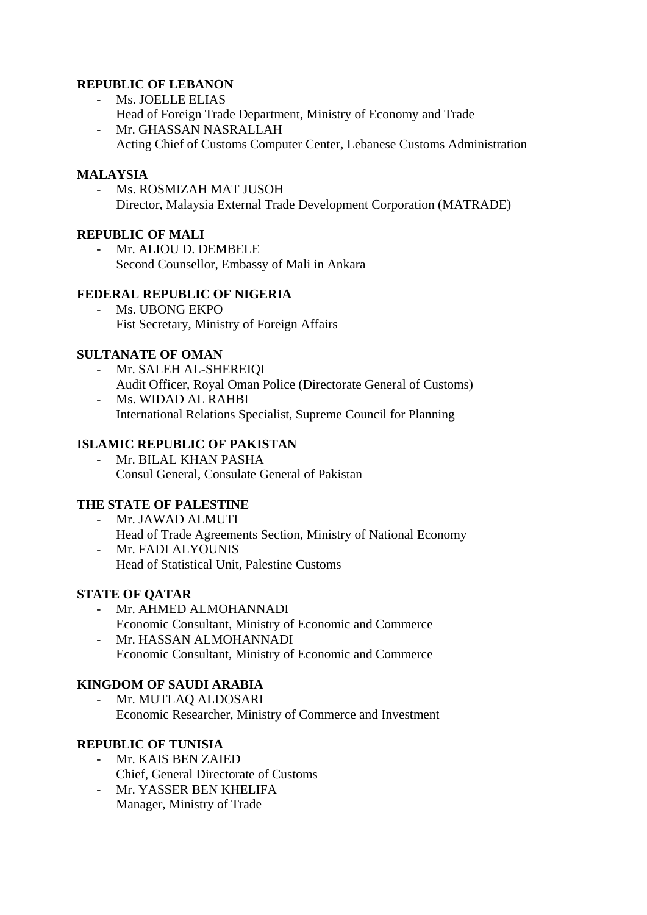**REPUBLIC OF LEBANON**

- Ms. JOELLE ELIAS
  Head of Foreign Trade Department, Ministry of Economy and Trade
- Mr. GHASSAN NASRALLAH
  Acting Chief of Customs Computer Center, Lebanese Customs Administration

**MALAYSIA**

- Ms. ROSMIZAH MAT JUSOH
  Director, Malaysia External Trade Development Corporation (MATRADE)

**REPUBLIC OF MALI**

- Mr. ALIOU D. DEMBELE
  Second Counsellor, Embassy of Mali in Ankara

**FEDERAL REPUBLIC OF NIGERIA**

- Ms. UBONG EKPO
  Fist Secretary, Ministry of Foreign Affairs

**SULTANATE OF OMAN**

- Mr. SALEH AL-SHEREIQI
  Audit Officer, Royal Oman Police (Directorate General of Customs)
- Ms. WIDAD AL RAHBI
  International Relations Specialist, Supreme Council for Planning

**ISLAMIC REPUBLIC OF PAKISTAN**

- Mr. BILAL KHAN PASHA
  Consul General, Consulate General of Pakistan

**THE STATE OF PALESTINE**

- Mr. JAWAD ALMUTI
  Head of Trade Agreements Section, Ministry of National Economy
- Mr. FADI ALYOUNIS
  Head of Statistical Unit, Palestine Customs

**STATE OF QATAR**

- Mr. AHMED ALMOHANNADI
  Economic Consultant, Ministry of Economic and Commerce
- Mr. HASSAN ALMOHANNADI
  Economic Consultant, Ministry of Economic and Commerce

**KINGDOM OF SAUDI ARABIA**

- Mr. MUTLAQ ALDOSARI
  Economic Researcher, Ministry of Commerce and Investment

**REPUBLIC OF TUNISIA**

- Mr. KAIS BEN ZAIED
  Chief, General Directorate of Customs
- Mr. YASSER BEN KHELIFA
  Manager, Ministry of Trade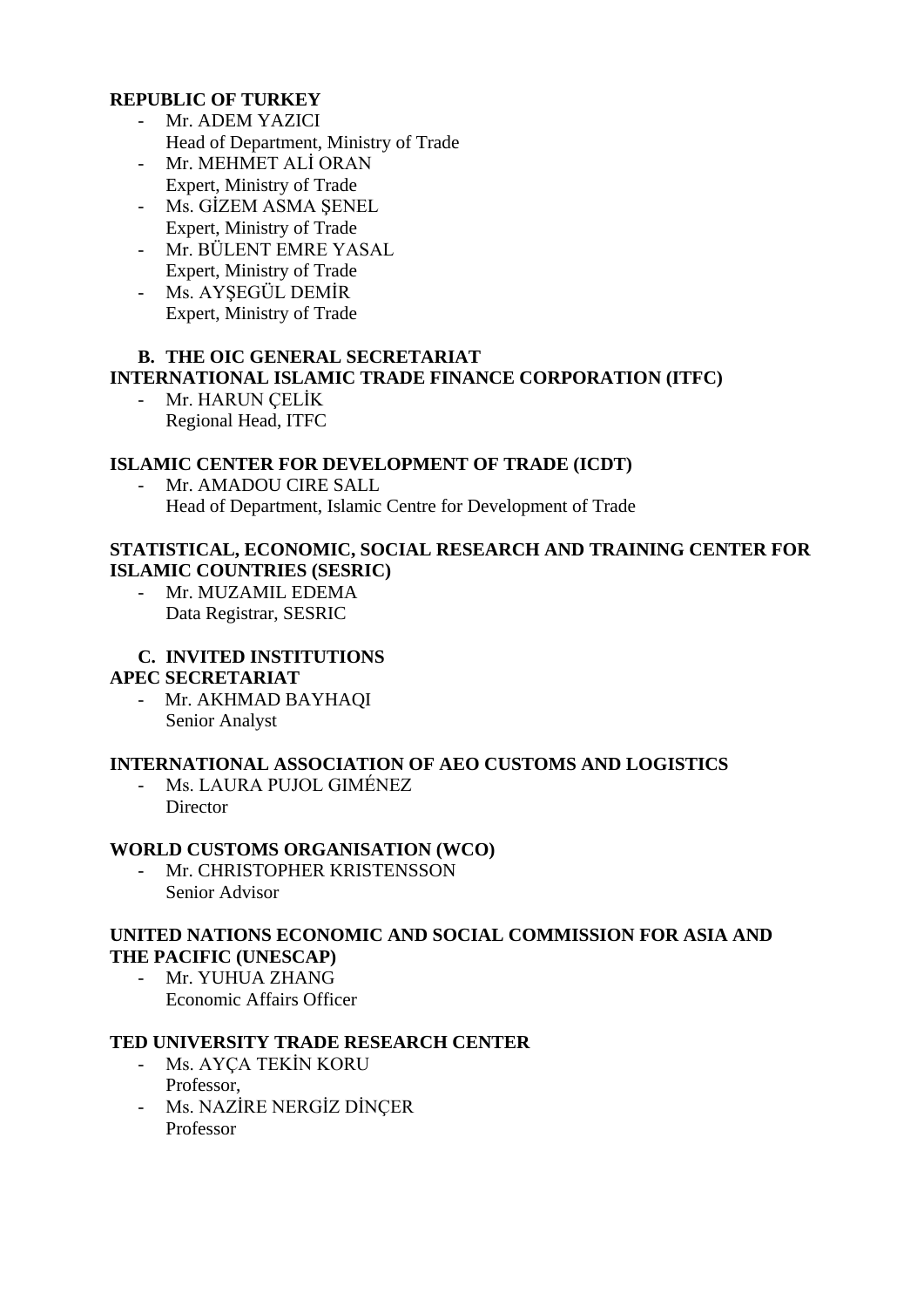**REPUBLIC OF TURKEY**

- Mr. ADEM YAZICI
  Head of Department, Ministry of Trade
- Mr. MEHMET ALİ ORAN
  Expert, Ministry of Trade
- Ms. GİZEM ASMA ŞENEL
  Expert, Ministry of Trade
- Mr. BÜLENT EMRE YASAL
  Expert, Ministry of Trade
- Ms. AYŞEGÜL DEMİR
  Expert, Ministry of Trade

**B. THE OIC GENERAL SECRETARIAT**

**INTERNATIONAL ISLAMIC TRADE FINANCE CORPORATION (ITFC)**

- Mr. HARUN ÇELİK
  Regional Head, ITFC

**ISLAMIC CENTER FOR DEVELOPMENT OF TRADE (ICDT)**

- Mr. AMADOU CIRE SALL
  Head of Department, Islamic Centre for Development of Trade

**STATISTICAL, ECONOMIC, SOCIAL RESEARCH AND TRAINING CENTER FOR ISLAMIC COUNTRIES (SESRIC)**

- Mr. MUZAMIL EDEMA
  Data Registrar, SESRIC

**C. INVITED INSTITUTIONS**

**APEC SECRETARIAT**

- Mr. AKHMAD BAYHAQI
  Senior Analyst

**INTERNATIONAL ASSOCIATION OF AEO CUSTOMS AND LOGISTICS**

- Ms. LAURA PUJOL GIMÉNEZ
  Director

**WORLD CUSTOMS ORGANISATION (WCO)**

- Mr. CHRISTOPHER KRISTENSSON
  Senior Advisor

**UNITED NATIONS ECONOMIC AND SOCIAL COMMISSION FOR ASIA AND THE PACIFIC (UNESCAP)**

- Mr. YUHUA ZHANG
  Economic Affairs Officer

**TED UNIVERSITY TRADE RESEARCH CENTER**

- Ms. AYÇA TEKİN KORU
  Professor,
- Ms. NAZİRE NERGİZ DİNÇER
  Professor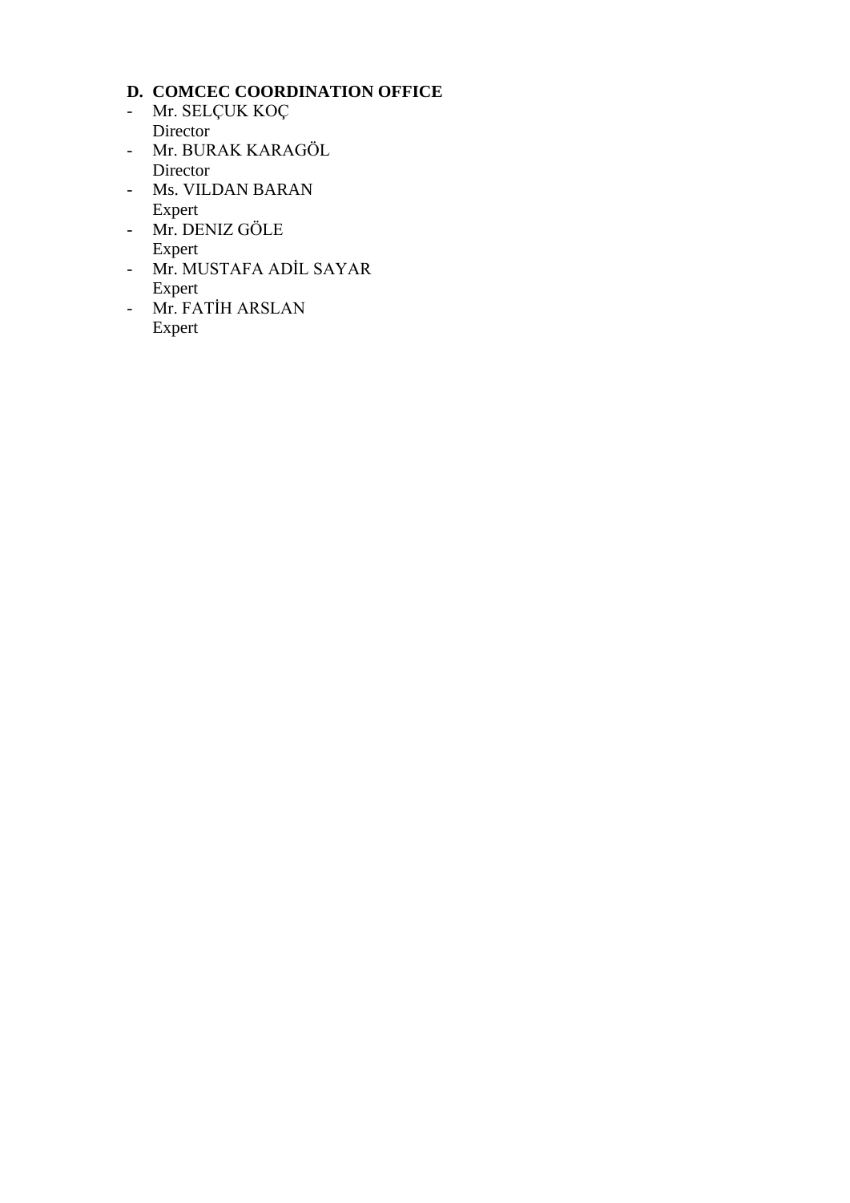**D. COMCEC COORDINATION OFFICE**

- Mr. SELÇUK KOÇ
  Director
- Mr. BURAK KARAGÖL
  Director
- Ms. VILDAN BARAN
  Expert
- Mr. DENIZ GÖLE
  Expert
- Mr. MUSTAFA ADİL SAYAR
  Expert
- Mr. FATİH ARSLAN
  Expert